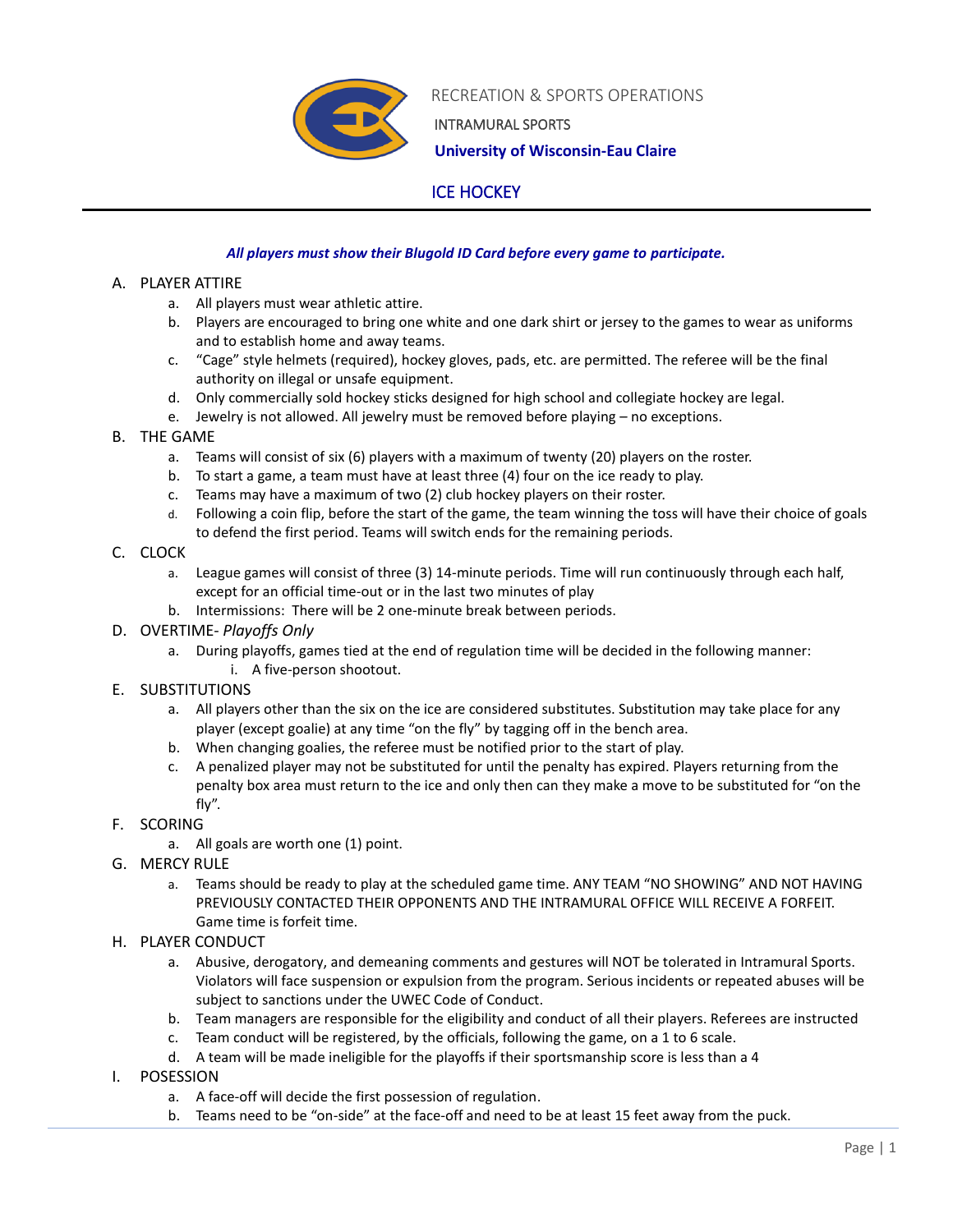RECREATION & SPORTS OPERATIONS

INTRAMURAL SPORTS

**University of Wisconsin-Eau Claire**

# ICE HOCKEY

***All players must show their Blugold ID Card before every game to participate.***

A. PLAYER ATTIRE
   a. All players must wear athletic attire.
   b. Players are encouraged to bring one white and one dark shirt or jersey to the games to wear as uniforms and to establish home and away teams.
   c. "Cage" style helmets (required), hockey gloves, pads, etc. are permitted. The referee will be the final authority on illegal or unsafe equipment.
   d. Only commercially sold hockey sticks designed for high school and collegiate hockey are legal.
   e. Jewelry is not allowed. All jewelry must be removed before playing – no exceptions.

B. THE GAME
   a. Teams will consist of six (6) players with a maximum of twenty (20) players on the roster.
   b. To start a game, a team must have at least three (4) four on the ice ready to play.
   c. Teams may have a maximum of two (2) club hockey players on their roster.
   d. Following a coin flip, before the start of the game, the team winning the toss will have their choice of goals to defend the first period. Teams will switch ends for the remaining periods.

C. CLOCK
   a. League games will consist of three (3) 14-minute periods. Time will run continuously through each half, except for an official time-out or in the last two minutes of play
   b. Intermissions: There will be 2 one-minute break between periods.

D. OVERTIME- *Playoffs Only*
   a. During playoffs, games tied at the end of regulation time will be decided in the following manner:
      i. A five-person shootout.

E. SUBSTITUTIONS
   a. All players other than the six on the ice are considered substitutes. Substitution may take place for any player (except goalie) at any time "on the fly" by tagging off in the bench area.
   b. When changing goalies, the referee must be notified prior to the start of play.
   c. A penalized player may not be substituted for until the penalty has expired. Players returning from the penalty box area must return to the ice and only then can they make a move to be substituted for "on the fly".

F. SCORING
   a. All goals are worth one (1) point.

G. MERCY RULE
   a. Teams should be ready to play at the scheduled game time. ANY TEAM "NO SHOWING" AND NOT HAVING PREVIOUSLY CONTACTED THEIR OPPONENTS AND THE INTRAMURAL OFFICE WILL RECEIVE A FORFEIT. Game time is forfeit time.

H. PLAYER CONDUCT
   a. Abusive, derogatory, and demeaning comments and gestures will NOT be tolerated in Intramural Sports. Violators will face suspension or expulsion from the program. Serious incidents or repeated abuses will be subject to sanctions under the UWEC Code of Conduct.
   b. Team managers are responsible for the eligibility and conduct of all their players. Referees are instructed
   c. Team conduct will be registered, by the officials, following the game, on a 1 to 6 scale.
   d. A team will be made ineligible for the playoffs if their sportsmanship score is less than a 4

I. POSESSION
   a. A face-off will decide the first possession of regulation.
   b. Teams need to be "on-side" at the face-off and need to be at least 15 feet away from the puck.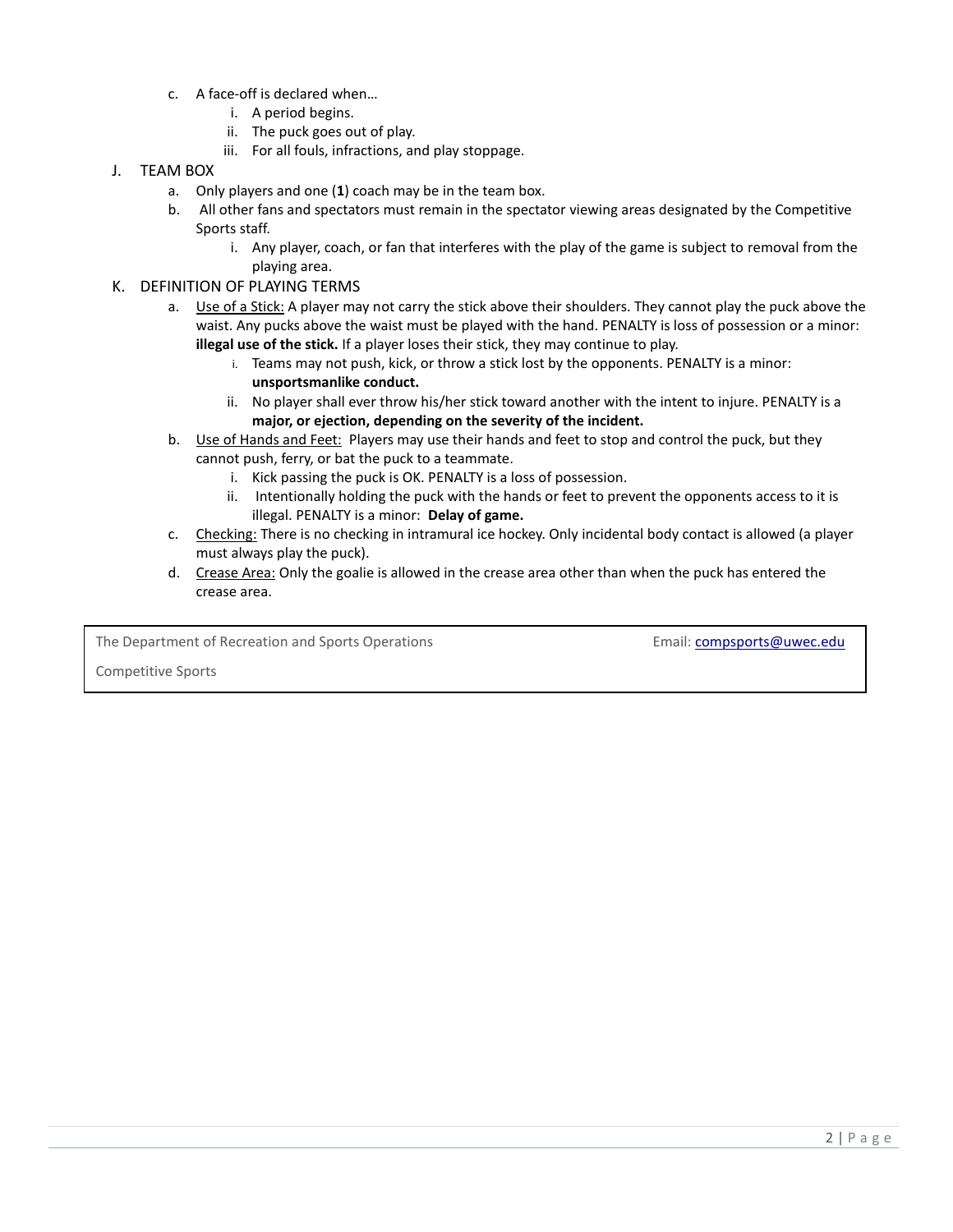c. A face-off is declared when…
   i. A period begins.
   ii. The puck goes out of play.
   iii. For all fouls, infractions, and play stoppage.

J. TEAM BOX

a. Only players and one (**1**) coach may be in the team box.

b. All other fans and spectators must remain in the spectator viewing areas designated by the Competitive Sports staff.
   i. Any player, coach, or fan that interferes with the play of the game is subject to removal from the playing area.

K. DEFINITION OF PLAYING TERMS

a. Use of a Stick: A player may not carry the stick above their shoulders. They cannot play the puck above the waist. Any pucks above the waist must be played with the hand. PENALTY is loss of possession or a minor: **illegal use of the stick.** If a player loses their stick, they may continue to play.
   i. Teams may not push, kick, or throw a stick lost by the opponents. PENALTY is a minor: **unsportsmanlike conduct.**
   ii. No player shall ever throw his/her stick toward another with the intent to injure. PENALTY is a **major, or ejection, depending on the severity of the incident.**

b. Use of Hands and Feet: Players may use their hands and feet to stop and control the puck, but they cannot push, ferry, or bat the puck to a teammate.
   i. Kick passing the puck is OK. PENALTY is a loss of possession.
   ii. Intentionally holding the puck with the hands or feet to prevent the opponents access to it is illegal. PENALTY is a minor: **Delay of game.**

c. Checking: There is no checking in intramural ice hockey. Only incidental body contact is allowed (a player must always play the puck).

d. Crease Area: Only the goalie is allowed in the crease area other than when the puck has entered the crease area.

The Department of Recreation and Sports Operations Email: compsports@uwec.edu

Competitive Sports